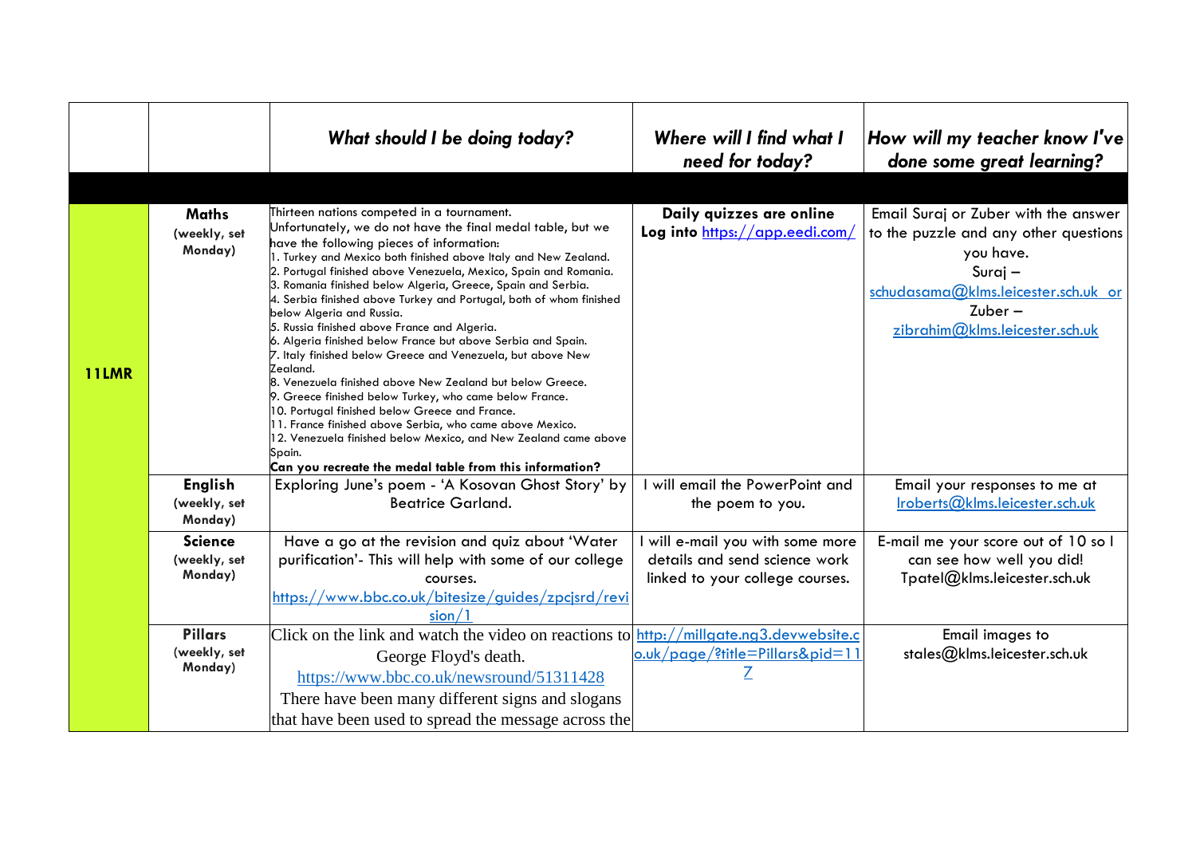| | | *What should I be doing today?* | *Where will I find what I need for today?* | *How will my teacher know I've done some great learning?* |
|---|---|---|---|---|
| **11LMR** | **Maths** (weekly, set Monday) | Thirteen nations competed in a tournament. Unfortunately, we do not have the final medal table, but we have the following pieces of information:<br>1. Turkey and Mexico both finished above Italy and New Zealand.<br>2. Portugal finished above Venezuela, Mexico, Spain and Romania.<br>3. Romania finished below Algeria, Greece, Spain and Serbia.<br>4. Serbia finished above Turkey and Portugal, both of whom finished below Algeria and Russia.<br>5. Russia finished above France and Algeria.<br>6. Algeria finished below France but above Serbia and Spain.<br>7. Italy finished below Greece and Venezuela, but above New Zealand.<br>8. Venezuela finished above New Zealand but below Greece.<br>9. Greece finished below Turkey, who came below France.<br>10. Portugal finished below Greece and France.<br>11. France finished above Serbia, who came above Mexico.<br>12. Venezuela finished below Mexico, and New Zealand came above Spain.<br>**Can you recreate the medal table from this information?** | **Daily quizzes are online**<br>**Log into** https://app.eedi.com/ | Email Suraj or Zuber with the answer to the puzzle and any other questions you have.<br>Suraj – schudasama@klms.leicester.sch.uk or<br>Zuber – zibrahim@klms.leicester.sch.uk |
| | **English** (weekly, set Monday) | Exploring June's poem - 'A Kosovan Ghost Story' by Beatrice Garland. | I will email the PowerPoint and the poem to you. | Email your responses to me at lroberts@klms.leicester.sch.uk |
| | **Science** (weekly, set Monday) | Have a go at the revision and quiz about 'Water purification'- This will help with some of our college courses.<br>https://www.bbc.co.uk/bitesize/guides/zpcjsrd/revision/1 | I will e-mail you with some more details and send science work linked to your college courses. | E-mail me your score out of 10 so I can see how well you did!<br>Tpatel@klms.leicester.sch.uk |
| | **Pillars** (weekly, set Monday) | Click on the link and watch the video on reactions to George Floyd's death.<br>https://www.bbc.co.uk/newsround/51311428<br>There have been many different signs and slogans that have been used to spread the message across the | http://millgate.ng3.devwebsite.co.uk/page/?title=Pillars&pid=117 | Email images to stales@klms.leicester.sch.uk |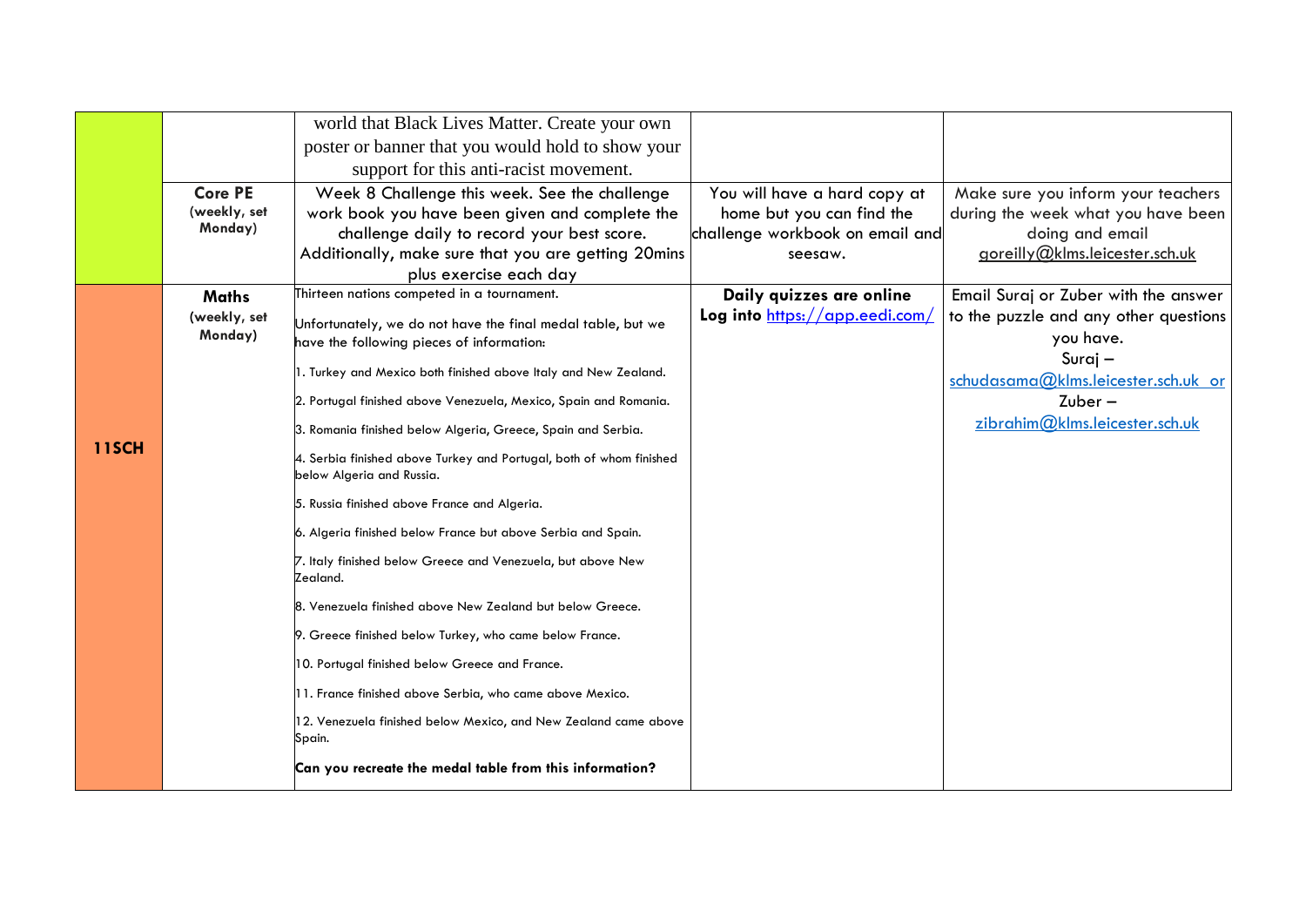| | | | | |
|---|---|---|---|---|
| | | world that Black Lives Matter. Create your own poster or banner that you would hold to show your support for this anti-racist movement. | | |
| | **Core PE** (weekly, set Monday) | Week 8 Challenge this week. See the challenge work book you have been given and complete the challenge daily to record your best score. Additionally, make sure that you are getting 20mins plus exercise each day | You will have a hard copy at home but you can find the challenge workbook on email and seesaw. | Make sure you inform your teachers during the week what you have been doing and email goreilly@klms.leicester.sch.uk |
| **11SCH** | **Maths** (weekly, set Monday) | Thirteen nations competed in a tournament.<br><br>Unfortunately, we do not have the final medal table, but we have the following pieces of information:<br><br>1. Turkey and Mexico both finished above Italy and New Zealand.<br><br>2. Portugal finished above Venezuela, Mexico, Spain and Romania.<br><br>3. Romania finished below Algeria, Greece, Spain and Serbia.<br><br>4. Serbia finished above Turkey and Portugal, both of whom finished below Algeria and Russia.<br><br>5. Russia finished above France and Algeria.<br><br>6. Algeria finished below France but above Serbia and Spain.<br><br>7. Italy finished below Greece and Venezuela, but above New Zealand.<br><br>8. Venezuela finished above New Zealand but below Greece.<br><br>9. Greece finished below Turkey, who came below France.<br><br>10. Portugal finished below Greece and France.<br><br>11. France finished above Serbia, who came above Mexico.<br><br>12. Venezuela finished below Mexico, and New Zealand came above Spain.<br><br>**Can you recreate the medal table from this information?** | **Daily quizzes are online**<br>**Log into** https://app.eedi.com/ | Email Suraj or Zuber with the answer to the puzzle and any other questions you have.<br>Suraj – schudasama@klms.leicester.sch.uk or<br>Zuber – zibrahim@klms.leicester.sch.uk |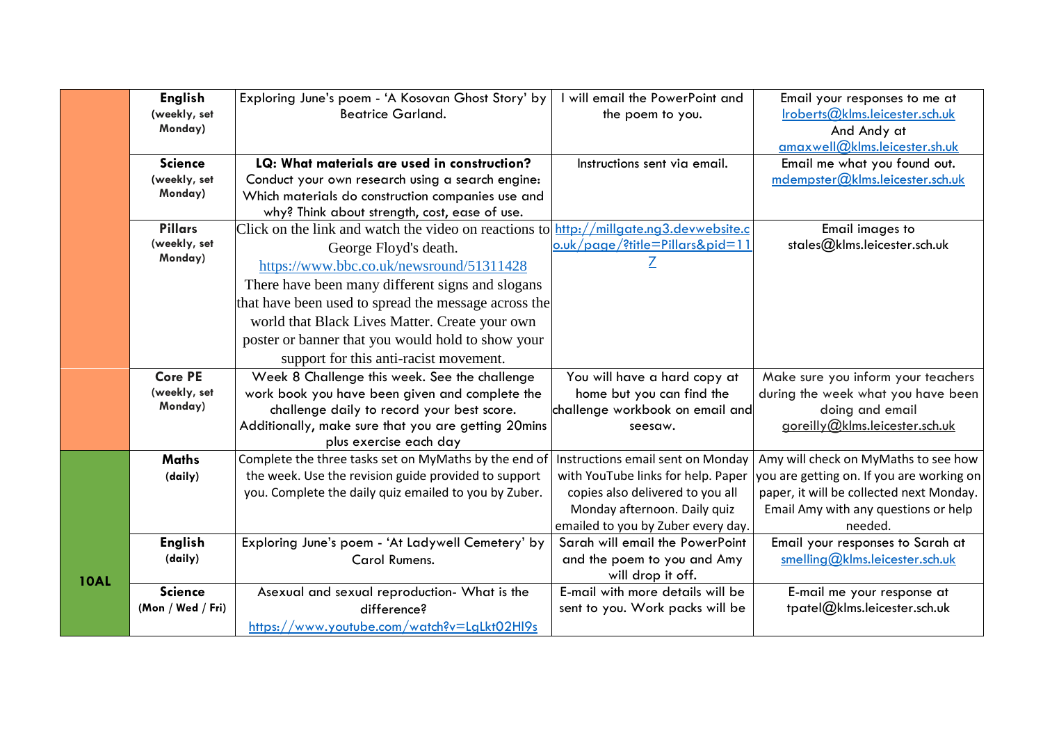|  | Subject | Task | Resources | Feedback |
|---|---|---|---|---|
|  | **English** (weekly, set Monday) | Exploring June's poem - 'A Kosovan Ghost Story' by Beatrice Garland. | I will email the PowerPoint and the poem to you. | Email your responses to me at lroberts@klms.leicester.sch.uk And Andy at amaxwell@klms.leicester.sh.uk |
|  | **Science** (weekly, set Monday) | **LQ: What materials are used in construction?** Conduct your own research using a search engine: Which materials do construction companies use and why? Think about strength, cost, ease of use. | Instructions sent via email. | Email me what you found out. mdempster@klms.leicester.sch.uk |
|  | **Pillars** (weekly, set Monday) | Click on the link and watch the video on reactions to George Floyd's death. https://www.bbc.co.uk/newsround/51311428 There have been many different signs and slogans that have been used to spread the message across the world that Black Lives Matter. Create your own poster or banner that you would hold to show your support for this anti-racist movement. | http://millgate.ng3.devwebsite.co.uk/page/?title=Pillars&pid=117 | Email images to stales@klms.leicester.sch.uk |
|  | **Core PE** (weekly, set Monday) | Week 8 Challenge this week. See the challenge work book you have been given and complete the challenge daily to record your best score. Additionally, make sure that you are getting 20mins plus exercise each day | You will have a hard copy at home but you can find the challenge workbook on email and seesaw. | Make sure you inform your teachers during the week what you have been doing and email goreilly@klms.leicester.sch.uk |
| **10AL** | **Maths** (daily) | Complete the three tasks set on MyMaths by the end of the week. Use the revision guide provided to support you. Complete the daily quiz emailed to you by Zuber. | Instructions email sent on Monday with YouTube links for help. Paper copies also delivered to you all Monday afternoon. Daily quiz emailed to you by Zuber every day. | Amy will check on MyMaths to see how you are getting on. If you are working on paper, it will be collected next Monday. Email Amy with any questions or help needed. |
| **10AL** | **English** (daily) | Exploring June's poem - 'At Ladywell Cemetery' by Carol Rumens. | Sarah will email the PowerPoint and the poem to you and Amy will drop it off. | Email your responses to Sarah at smelling@klms.leicester.sch.uk |
| **10AL** | **Science** (Mon / Wed / Fri) | Asexual and sexual reproduction- What is the difference? https://www.youtube.com/watch?v=LgLkt02Hl9s | E-mail with more details will be sent to you. Work packs will be | E-mail me your response at tpatel@klms.leicester.sch.uk |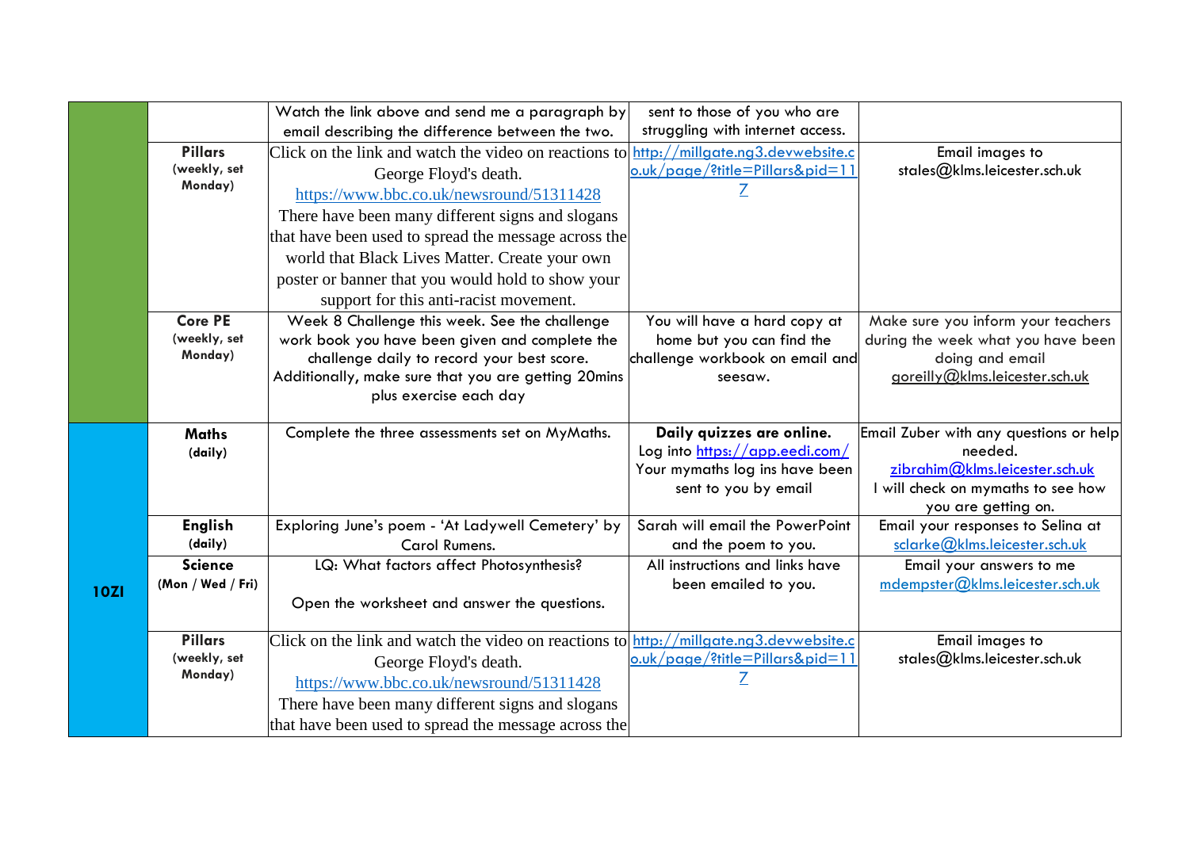| | | | | |
|---|---|---|---|---|
| | | Watch the link above and send me a paragraph by email describing the difference between the two. | sent to those of you who are struggling with internet access. | |
| | **Pillars** (weekly, set Monday) | Click on the link and watch the video on reactions to George Floyd's death. https://www.bbc.co.uk/newsround/51311428 There have been many different signs and slogans that have been used to spread the message across the world that Black Lives Matter. Create your own poster or banner that you would hold to show your support for this anti-racist movement. | http://millgate.ng3.devwebsite.co.uk/page/?title=Pillars&pid=117 | Email images to stales@klms.leicester.sch.uk |
| | **Core PE** (weekly, set Monday) | Week 8 Challenge this week. See the challenge work book you have been given and complete the challenge daily to record your best score. Additionally, make sure that you are getting 20mins plus exercise each day | You will have a hard copy at home but you can find the challenge workbook on email and seesaw. | Make sure you inform your teachers during the week what you have been doing and email goreilly@klms.leicester.sch.uk |
| **10ZI** | **Maths** (daily) | Complete the three assessments set on MyMaths. | **Daily quizzes are online.** Log into https://app.eedi.com/ Your mymaths log ins have been sent to you by email | Email Zuber with any questions or help needed. zibrahim@klms.leicester.sch.uk I will check on mymaths to see how you are getting on. |
| | **English** (daily) | Exploring June's poem - 'At Ladywell Cemetery' by Carol Rumens. | Sarah will email the PowerPoint and the poem to you. | Email your responses to Selina at sclarke@klms.leicester.sch.uk |
| | **Science** (Mon / Wed / Fri) | LQ: What factors affect Photosynthesis? Open the worksheet and answer the questions. | All instructions and links have been emailed to you. | Email your answers to me mdempster@klms.leicester.sch.uk |
| | **Pillars** (weekly, set Monday) | Click on the link and watch the video on reactions to George Floyd's death. https://www.bbc.co.uk/newsround/51311428 There have been many different signs and slogans that have been used to spread the message across the | http://millgate.ng3.devwebsite.co.uk/page/?title=Pillars&pid=117 | Email images to stales@klms.leicester.sch.uk |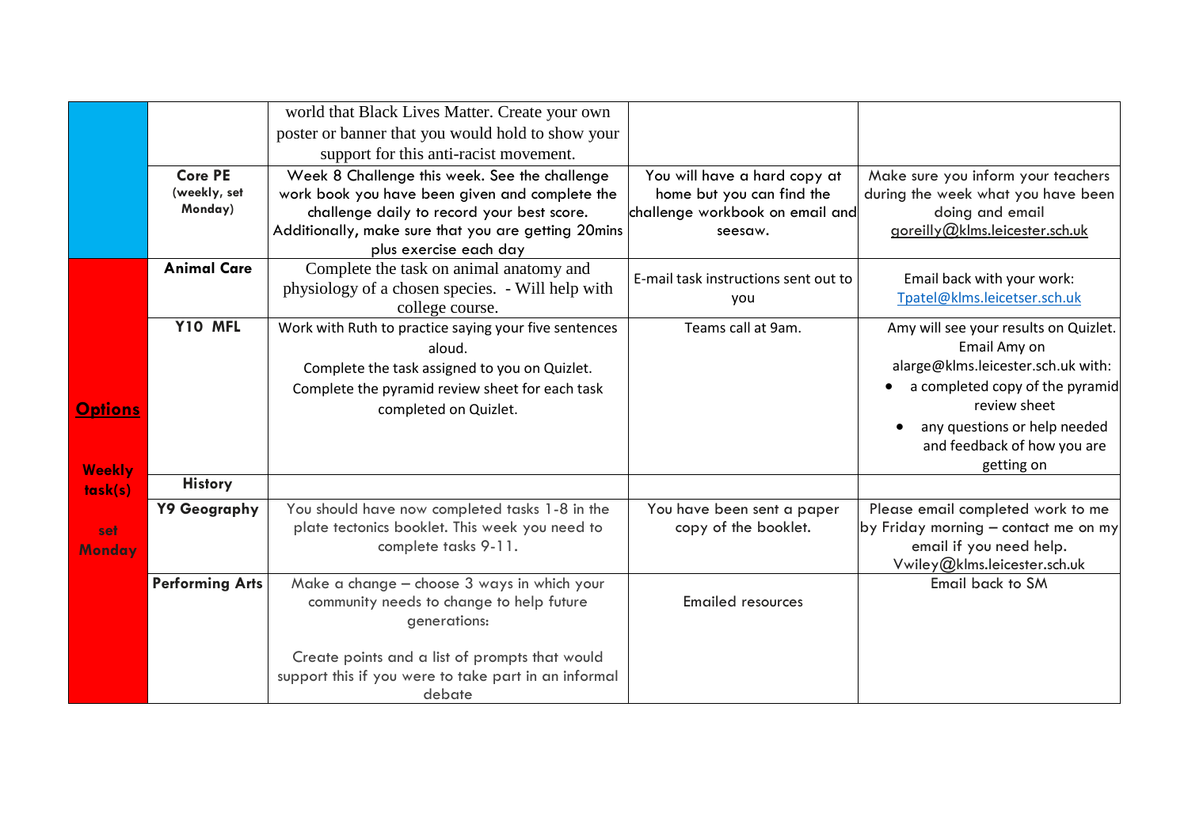| | | | | |
|---|---|---|---|---|
| | | world that Black Lives Matter. Create your own poster or banner that you would hold to show your support for this anti-racist movement. | | |
| | **Core PE** (weekly, set Monday) | Week 8 Challenge this week. See the challenge work book you have been given and complete the challenge daily to record your best score. Additionally, make sure that you are getting 20mins plus exercise each day | You will have a hard copy at home but you can find the challenge workbook on email and seesaw. | Make sure you inform your teachers during the week what you have been doing and email goreilly@klms.leicester.sch.uk |
| **Options** <br><br> **Weekly task(s)** <br><br> **set Monday** | **Animal Care** | Complete the task on animal anatomy and physiology of a chosen species. - Will help with college course. | E-mail task instructions sent out to you | Email back with your work: Tpatel@klms.leicetser.sch.uk |
| | **Y10 MFL** | Work with Ruth to practice saying your five sentences aloud.<br>Complete the task assigned to you on Quizlet.<br>Complete the pyramid review sheet for each task completed on Quizlet. | Teams call at 9am. | Amy will see your results on Quizlet. Email Amy on alarge@klms.leicester.sch.uk with:<br>• a completed copy of the pyramid review sheet<br>• any questions or help needed and feedback of how you are getting on |
| | **History** | | | |
| | **Y9 Geography** | You should have now completed tasks 1-8 in the plate tectonics booklet. This week you need to complete tasks 9-11. | You have been sent a paper copy of the booklet. | Please email completed work to me by Friday morning – contact me on my email if you need help. Vwiley@klms.leicester.sch.uk |
| | **Performing Arts** | Make a change – choose 3 ways in which your community needs to change to help future generations:<br><br>Create points and a list of prompts that would support this if you were to take part in an informal debate | Emailed resources | Email back to SM |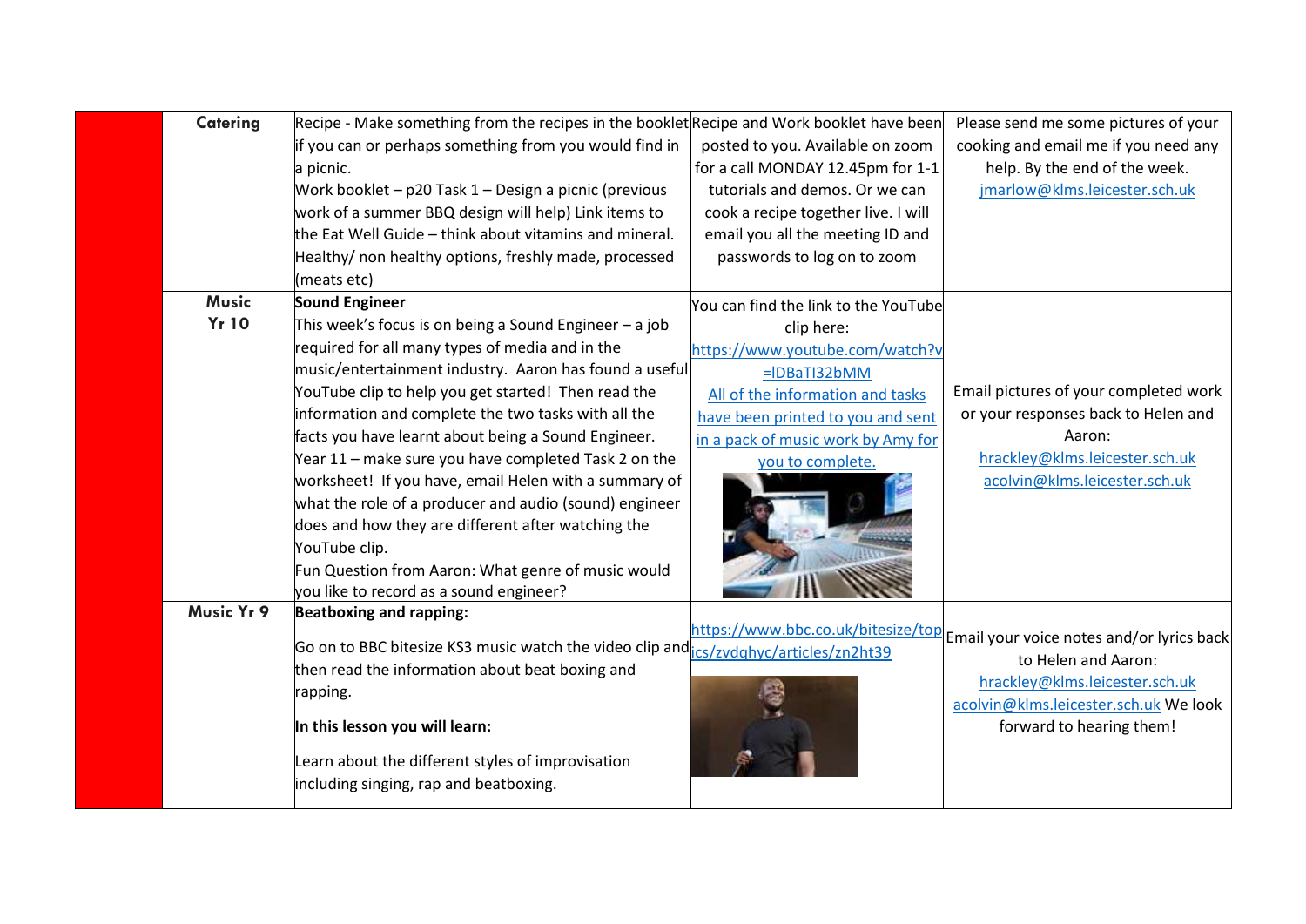| | Subject | Task | Resources | Feedback |
|---|---|---|---|---|
| | **Catering** | Recipe - Make something from the recipes in the booklet if you can or perhaps something from you would find in a picnic.<br>Work booklet – p20 Task 1 – Design a picnic (previous work of a summer BBQ design will help) Link items to the Eat Well Guide – think about vitamins and mineral. Healthy/ non healthy options, freshly made, processed (meats etc) | Recipe and Work booklet have been posted to you. Available on zoom for a call MONDAY 12.45pm for 1-1 tutorials and demos. Or we can cook a recipe together live. I will email you all the meeting ID and passwords to log on to zoom | Please send me some pictures of your cooking and email me if you need any help. By the end of the week. jmarlow@klms.leicester.sch.uk |
| | **Music Yr 10** | **Sound Engineer**<br>This week's focus is on being a Sound Engineer – a job required for all many types of media and in the music/entertainment industry. Aaron has found a useful YouTube clip to help you get started! Then read the information and complete the two tasks with all the facts you have learnt about being a Sound Engineer.<br>Year 11 – make sure you have completed Task 2 on the worksheet! If you have, email Helen with a summary of what the role of a producer and audio (sound) engineer does and how they are different after watching the YouTube clip.<br>Fun Question from Aaron: What genre of music would you like to record as a sound engineer? | You can find the link to the YouTube clip here:<br>https://www.youtube.com/watch?v=lDBaTI32bMM<br>All of the information and tasks have been printed to you and sent in a pack of music work by Amy for you to complete. | Email pictures of your completed work or your responses back to Helen and Aaron:<br>hrackley@klms.leicester.sch.uk<br>acolvin@klms.leicester.sch.uk |
| | **Music Yr 9** | **Beatboxing and rapping:**<br>Go on to BBC bitesize KS3 music watch the video clip and then read the information about beat boxing and rapping.<br>**In this lesson you will learn:**<br>Learn about the different styles of improvisation including singing, rap and beatboxing. | https://www.bbc.co.uk/bitesize/topics/zvdqhyc/articles/zn2ht39 | Email your voice notes and/or lyrics back to Helen and Aaron:<br>hrackley@klms.leicester.sch.uk<br>acolvin@klms.leicester.sch.uk We look forward to hearing them! |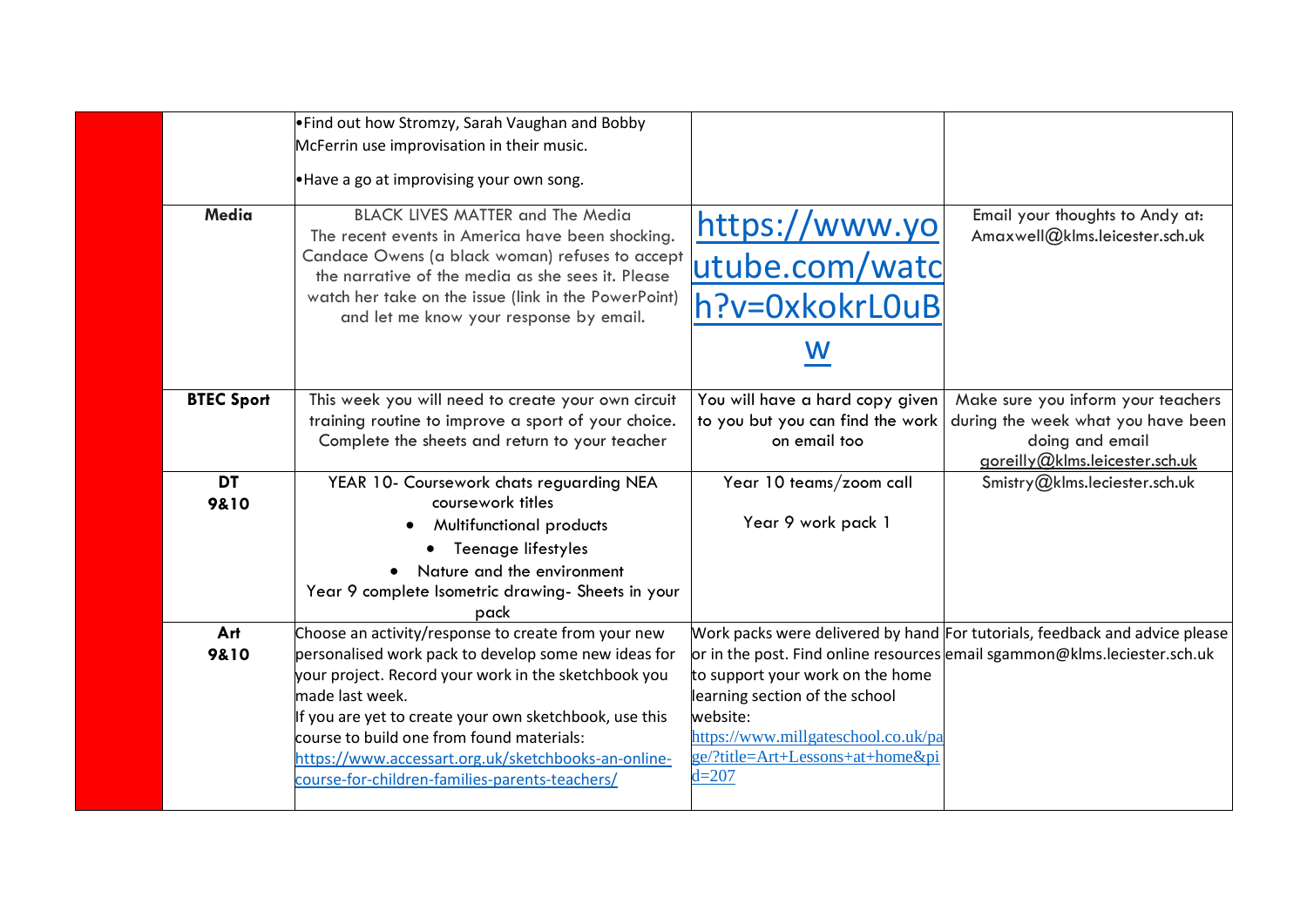| | | | | |
|---|---|---|---|---|
| | | •Find out how Stromzy, Sarah Vaughan and Bobby McFerrin use improvisation in their music.<br>•Have a go at improvising your own song. | | |
| | **Media** | BLACK LIVES MATTER and The Media<br>The recent events in America have been shocking. Candace Owens (a black woman) refuses to accept the narrative of the media as she sees it. Please watch her take on the issue (link in the PowerPoint) and let me know your response by email. | https://www.youtube.com/watch?v=0xkokrL0uBw | Email your thoughts to Andy at: Amaxwell@klms.leicester.sch.uk |
| | **BTEC Sport** | This week you will need to create your own circuit training routine to improve a sport of your choice. Complete the sheets and return to your teacher | You will have a hard copy given to you but you can find the work on email too | Make sure you inform your teachers during the week what you have been doing and email goreilly@klms.leicester.sch.uk |
| | **DT 9&10** | YEAR 10- Coursework chats reguarding NEA coursework titles<br>• Multifunctional products<br>• Teenage lifestyles<br>• Nature and the environment<br>Year 9 complete Isometric drawing- Sheets in your pack | Year 10 teams/zoom call<br>Year 9 work pack 1 | Smistry@klms.leciester.sch.uk |
| | **Art 9&10** | Choose an activity/response to create from your new personalised work pack to develop some new ideas for your project. Record your work in the sketchbook you made last week.<br>If you are yet to create your own sketchbook, use this course to build one from found materials:<br>https://www.accessart.org.uk/sketchbooks-an-online-course-for-children-families-parents-teachers/ | Work packs were delivered by hand or in the post. Find online resources to support your work on the home learning section of the school website:<br>https://www.millgateschool.co.uk/page/?title=Art+Lessons+at+home&pid=207 | For tutorials, feedback and advice please email sgammon@klms.leciester.sch.uk |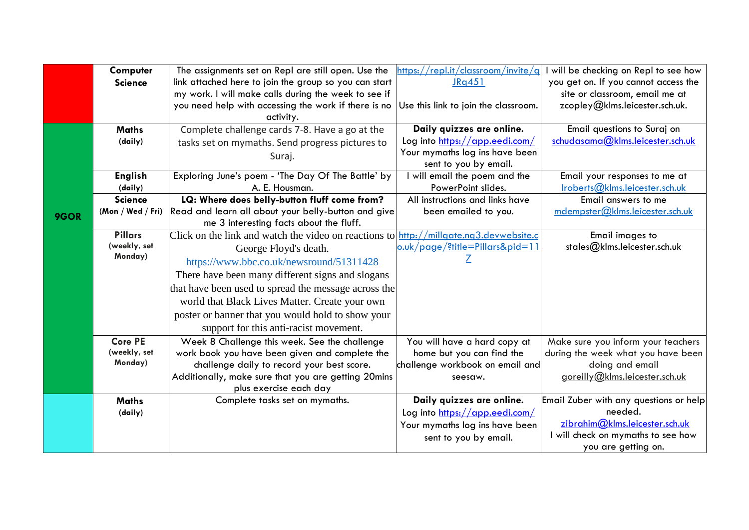| | Subject | Task | Resources | Contact |
|---|---|---|---|---|
| | **Computer Science** | The assignments set on Repl are still open. Use the link attached here to join the group so you can start my work. I will make calls during the week to see if you need help with accessing the work if there is no activity. | https://repl.it/classroom/invite/qJRq451 Use this link to join the classroom. | I will be checking on Repl to see how you get on. If you cannot access the site or classroom, email me at zcopley@klms.leicester.sch.uk. |
| **9GOR** | **Maths (daily)** | Complete challenge cards 7-8. Have a go at the tasks set on mymaths. Send progress pictures to Suraj. | **Daily quizzes are online.** Log into https://app.eedi.com/ Your mymaths log ins have been sent to you by email. | Email questions to Suraj on schudasama@klms.leicester.sch.uk |
| | **English (daily)** | Exploring June's poem - 'The Day Of The Battle' by A. E. Housman. | I will email the poem and the PowerPoint slides. | Email your responses to me at lroberts@klms.leicester.sch.uk |
| | **Science (Mon / Wed / Fri)** | **LQ: Where does belly-button fluff come from?** Read and learn all about your belly-button and give me 3 interesting facts about the fluff. | All instructions and links have been emailed to you. | Email answers to me mdempster@klms.leicester.sch.uk |
| | **Pillars (weekly, set Monday)** | Click on the link and watch the video on reactions to George Floyd's death. https://www.bbc.co.uk/newsround/51311428 There have been many different signs and slogans that have been used to spread the message across the world that Black Lives Matter. Create your own poster or banner that you would hold to show your support for this anti-racist movement. | http://millgate.ng3.devwebsite.co.uk/page/?title=Pillars&pid=117 | Email images to stales@klms.leicester.sch.uk |
| | **Core PE (weekly, set Monday)** | Week 8 Challenge this week. See the challenge work book you have been given and complete the challenge daily to record your best score. Additionally, make sure that you are getting 20mins plus exercise each day | You will have a hard copy at home but you can find the challenge workbook on email and seesaw. | Make sure you inform your teachers during the week what you have been doing and email goreilly@klms.leicester.sch.uk |
| | **Maths (daily)** | Complete tasks set on mymaths. | **Daily quizzes are online.** Log into https://app.eedi.com/ Your mymaths log ins have been sent to you by email. | Email Zuber with any questions or help needed. zibrahim@klms.leicester.sch.uk I will check on mymaths to see how you are getting on. |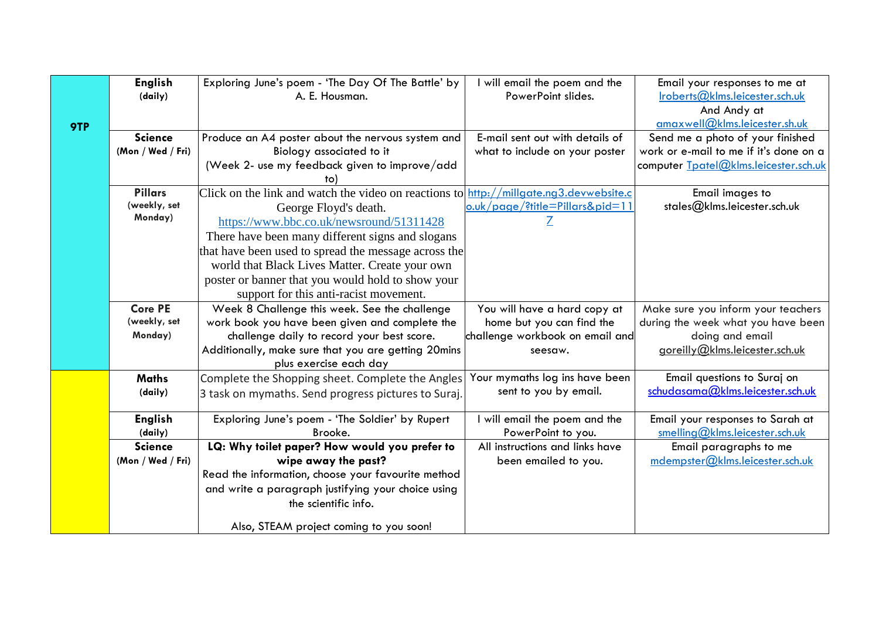| | | | | |
|---|---|---|---|---|
| 9TP | **English** **(daily)** | Exploring June's poem - 'The Day Of The Battle' by A. E. Housman. | I will email the poem and the PowerPoint slides. | Email your responses to me at lroberts@klms.leicester.sch.uk And Andy at amaxwell@klms.leicester.sh.uk |
| | **Science** **(Mon / Wed / Fri)** | Produce an A4 poster about the nervous system and Biology associated to it (Week 2- use my feedback given to improve/add to) | E-mail sent out with details of what to include on your poster | Send me a photo of your finished work or e-mail to me if it's done on a computer Tpatel@klms.leicester.sch.uk |
| | **Pillars** **(weekly, set Monday)** | Click on the link and watch the video on reactions to George Floyd's death. https://www.bbc.co.uk/newsround/51311428 There have been many different signs and slogans that have been used to spread the message across the world that Black Lives Matter. Create your own poster or banner that you would hold to show your support for this anti-racist movement. | http://millgate.ng3.devwebsite.co.uk/page/?title=Pillars&pid=117 | Email images to stales@klms.leicester.sch.uk |
| | **Core PE** **(weekly, set Monday)** | Week 8 Challenge this week. See the challenge work book you have been given and complete the challenge daily to record your best score. Additionally, make sure that you are getting 20mins plus exercise each day | You will have a hard copy at home but you can find the challenge workbook on email and seesaw. | Make sure you inform your teachers during the week what you have been doing and email goreilly@klms.leicester.sch.uk |
| | **Maths** **(daily)** | Complete the Shopping sheet. Complete the Angles 3 task on mymaths. Send progress pictures to Suraj. | Your mymaths log ins have been sent to you by email. | Email questions to Suraj on schudasama@klms.leicester.sch.uk |
| | **English** **(daily)** | Exploring June's poem - 'The Soldier' by Rupert Brooke. | I will email the poem and the PowerPoint to you. | Email your responses to Sarah at smelling@klms.leicester.sch.uk |
| | **Science** **(Mon / Wed / Fri)** | **LQ: Why toilet paper? How would you prefer to wipe away the past?** Read the information, choose your favourite method and write a paragraph justifying your choice using the scientific info. Also, STEAM project coming to you soon! | All instructions and links have been emailed to you. | Email paragraphs to me mdempster@klms.leicester.sch.uk |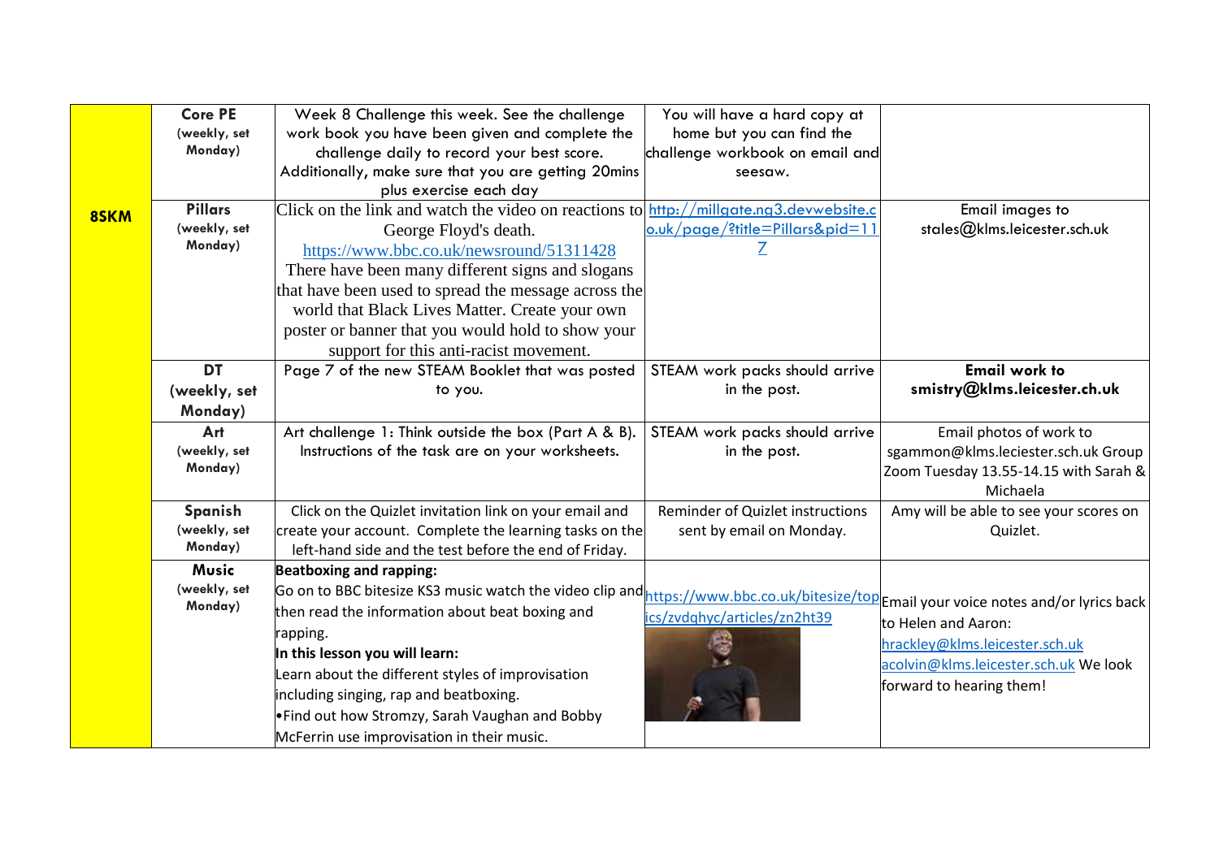| | | | | |
|---|---|---|---|---|
| **8SKM** | **Core PE** (weekly, set Monday) | Week 8 Challenge this week. See the challenge work book you have been given and complete the challenge daily to record your best score. Additionally, make sure that you are getting 20mins plus exercise each day | You will have a hard copy at home but you can find the challenge workbook on email and seesaw. | |
| | **Pillars** (weekly, set Monday) | Click on the link and watch the video on reactions to George Floyd's death. https://www.bbc.co.uk/newsround/51311428 There have been many different signs and slogans that have been used to spread the message across the world that Black Lives Matter. Create your own poster or banner that you would hold to show your support for this anti-racist movement. | http://millgate.ng3.devwebsite.co.uk/page/?title=Pillars&pid=117 | Email images to stales@klms.leicester.sch.uk |
| | **DT** (weekly, set Monday) | Page 7 of the new STEAM Booklet that was posted to you. | STEAM work packs should arrive in the post. | **Email work to smistry@klms.leicester.ch.uk** |
| | **Art** (weekly, set Monday) | Art challenge 1: Think outside the box (Part A & B). Instructions of the task are on your worksheets. | STEAM work packs should arrive in the post. | Email photos of work to sgammon@klms.leciester.sch.uk Group Zoom Tuesday 13.55-14.15 with Sarah & Michaela |
| | **Spanish** (weekly, set Monday) | Click on the Quizlet invitation link on your email and create your account. Complete the learning tasks on the left-hand side and the test before the end of Friday. | Reminder of Quizlet instructions sent by email on Monday. | Amy will be able to see your scores on Quizlet. |
| | **Music** (weekly, set Monday) | **Beatboxing and rapping:** Go on to BBC bitesize KS3 music watch the video clip and then read the information about beat boxing and rapping. **In this lesson you will learn:** Learn about the different styles of improvisation including singing, rap and beatboxing. • Find out how Stromzy, Sarah Vaughan and Bobby McFerrin use improvisation in their music. | https://www.bbc.co.uk/bitesize/topics/zvdqhyc/articles/zn2ht39 | Email your voice notes and/or lyrics back to Helen and Aaron: hrackley@klms.leicester.sch.uk acolvin@klms.leicester.sch.uk We look forward to hearing them! |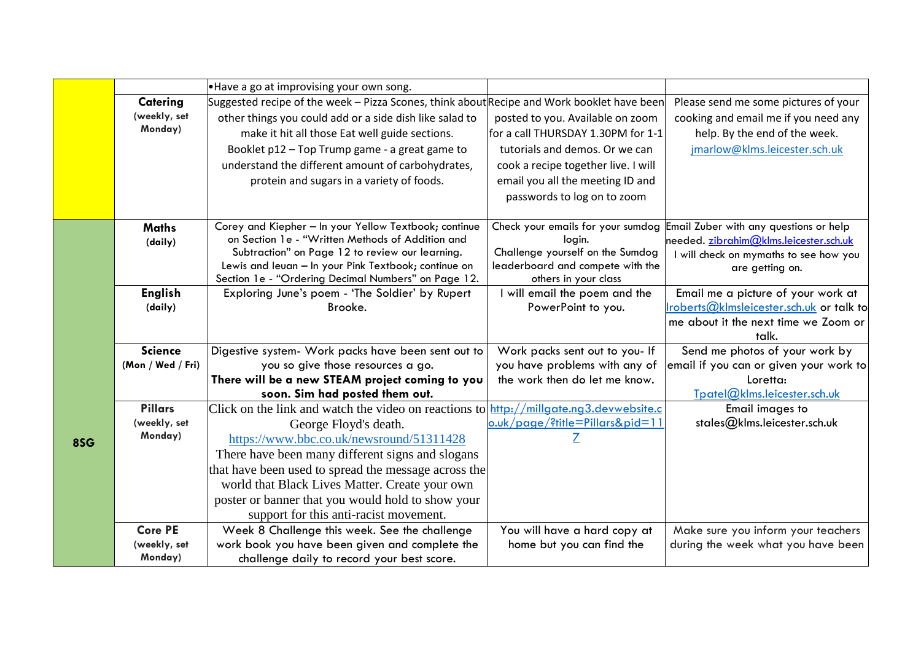| | | | | |
|---|---|---|---|---|
| | | •Have a go at improvising your own song. | | |
| | **Catering** (weekly, set Monday) | Suggested recipe of the week – Pizza Scones, think about other things you could add or a side dish like salad to make it hit all those Eat well guide sections. Booklet p12 – Top Trump game - a great game to understand the different amount of carbohydrates, protein and sugars in a variety of foods. | Recipe and Work booklet have been posted to you. Available on zoom for a call THURSDAY 1.30PM for 1-1 tutorials and demos. Or we can cook a recipe together live. I will email you all the meeting ID and passwords to log on to zoom | Please send me some pictures of your cooking and email me if you need any help. By the end of the week. jmarlow@klms.leicester.sch.uk |
| **8SG** | **Maths** (daily) | Corey and Kiepher – In your Yellow Textbook; continue on Section 1e - "Written Methods of Addition and Subtraction" on Page 12 to review our learning. Lewis and Ieuan – In your Pink Textbook; continue on Section 1e - "Ordering Decimal Numbers" on Page 12. | Check your emails for your sumdog login. Challenge yourself on the Sumdog leaderboard and compete with the others in your class | Email Zuber with any questions or help needed. zibrahim@klms.leicester.sch.uk I will check on mymaths to see how you are getting on. |
| | **English** (daily) | Exploring June's poem - 'The Soldier' by Rupert Brooke. | I will email the poem and the PowerPoint to you. | Email me a picture of your work at lroberts@klmsleicester.sch.uk or talk to me about it the next time we Zoom or talk. |
| | **Science** (Mon / Wed / Fri) | Digestive system- Work packs have been sent out to you so give those resources a go. **There will be a new STEAM project coming to you soon. Sim had posted them out.** | Work packs sent out to you- If you have problems with any of the work then do let me know. | Send me photos of your work by email if you can or given your work to Loretta: Tpatel@klms.leicester.sch.uk |
| | **Pillars** (weekly, set Monday) | Click on the link and watch the video on reactions to George Floyd's death. https://www.bbc.co.uk/newsround/51311428 There have been many different signs and slogans that have been used to spread the message across the world that Black Lives Matter. Create your own poster or banner that you would hold to show your support for this anti-racist movement. | http://millgate.ng3.devwebsite.co.uk/page/?title=Pillars&pid=117 | Email images to stales@klms.leicester.sch.uk |
| | **Core PE** (weekly, set Monday) | Week 8 Challenge this week. See the challenge work book you have been given and complete the challenge daily to record your best score. | You will have a hard copy at home but you can find the | Make sure you inform your teachers during the week what you have been |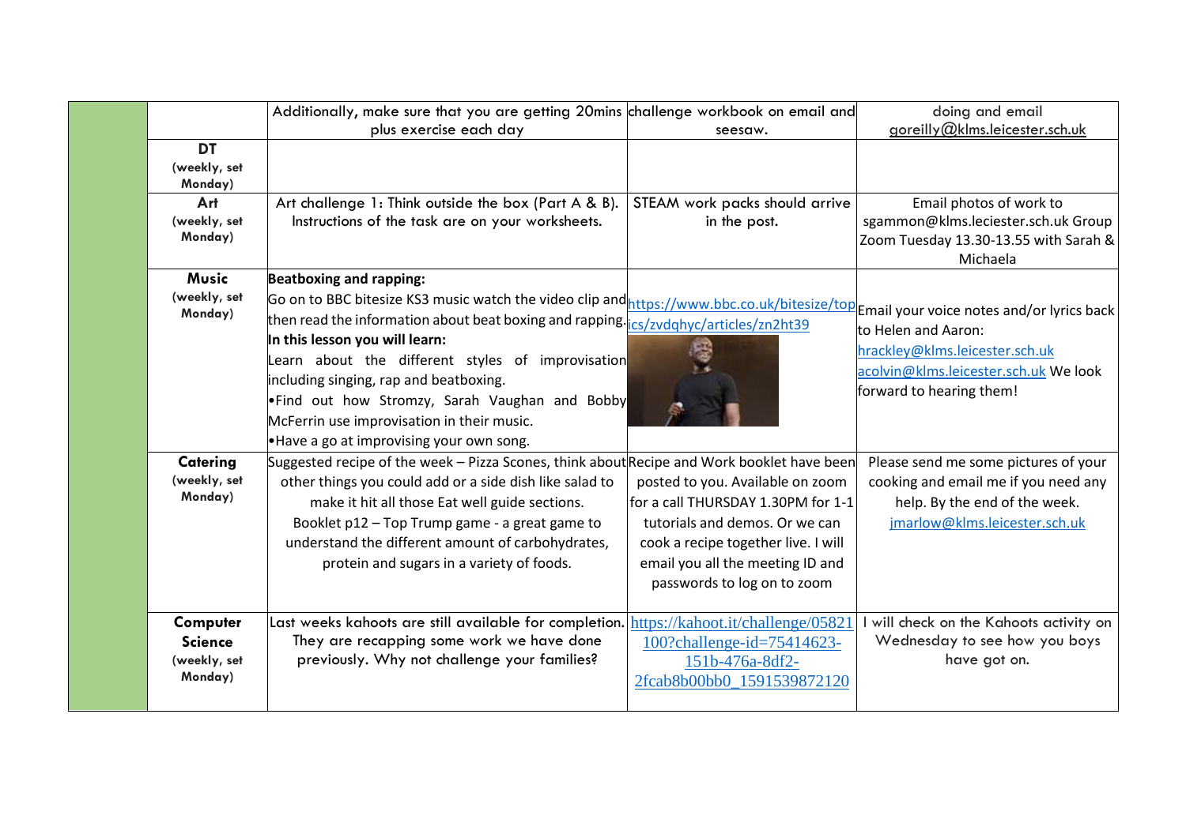| | | | | |
|---|---|---|---|---|
| | | Additionally, make sure that you are getting 20mins plus exercise each day | challenge workbook on email and seesaw. | doing and email goreilly@klms.leicester.sch.uk |
| | **DT** (weekly, set Monday) | | | |
| | **Art** (weekly, set Monday) | Art challenge 1: Think outside the box (Part A & B). Instructions of the task are on your worksheets. | STEAM work packs should arrive in the post. | Email photos of work to sgammon@klms.leciester.sch.uk Group Zoom Tuesday 13.30-13.55 with Sarah & Michaela |
| | **Music** (weekly, set Monday) | **Beatboxing and rapping:** Go on to BBC bitesize KS3 music watch the video clip and then read the information about beat boxing and rapping. **In this lesson you will learn:** Learn about the different styles of improvisation including singing, rap and beatboxing. •Find out how Stromzy, Sarah Vaughan and Bobby McFerrin use improvisation in their music. •Have a go at improvising your own song. | https://www.bbc.co.uk/bitesize/topics/zvdqhyc/articles/zn2ht39 | Email your voice notes and/or lyrics back to Helen and Aaron: hrackley@klms.leicester.sch.uk acolvin@klms.leicester.sch.uk We look forward to hearing them! |
| | **Catering** (weekly, set Monday) | Suggested recipe of the week – Pizza Scones, think about other things you could add or a side dish like salad to make it hit all those Eat well guide sections. Booklet p12 – Top Trump game - a great game to understand the different amount of carbohydrates, protein and sugars in a variety of foods. | Recipe and Work booklet have been posted to you. Available on zoom for a call THURSDAY 1.30PM for 1-1 tutorials and demos. Or we can cook a recipe together live. I will email you all the meeting ID and passwords to log on to zoom | Please send me some pictures of your cooking and email me if you need any help. By the end of the week. jmarlow@klms.leicester.sch.uk |
| | **Computer Science** (weekly, set Monday) | Last weeks kahoots are still available for completion. They are recapping some work we have done previously. Why not challenge your families? | https://kahoot.it/challenge/05821100?challenge-id=75414623-151b-476a-8df2-2fcab8b00bb0_1591539872120 | I will check on the Kahoots activity on Wednesday to see how you boys have got on. |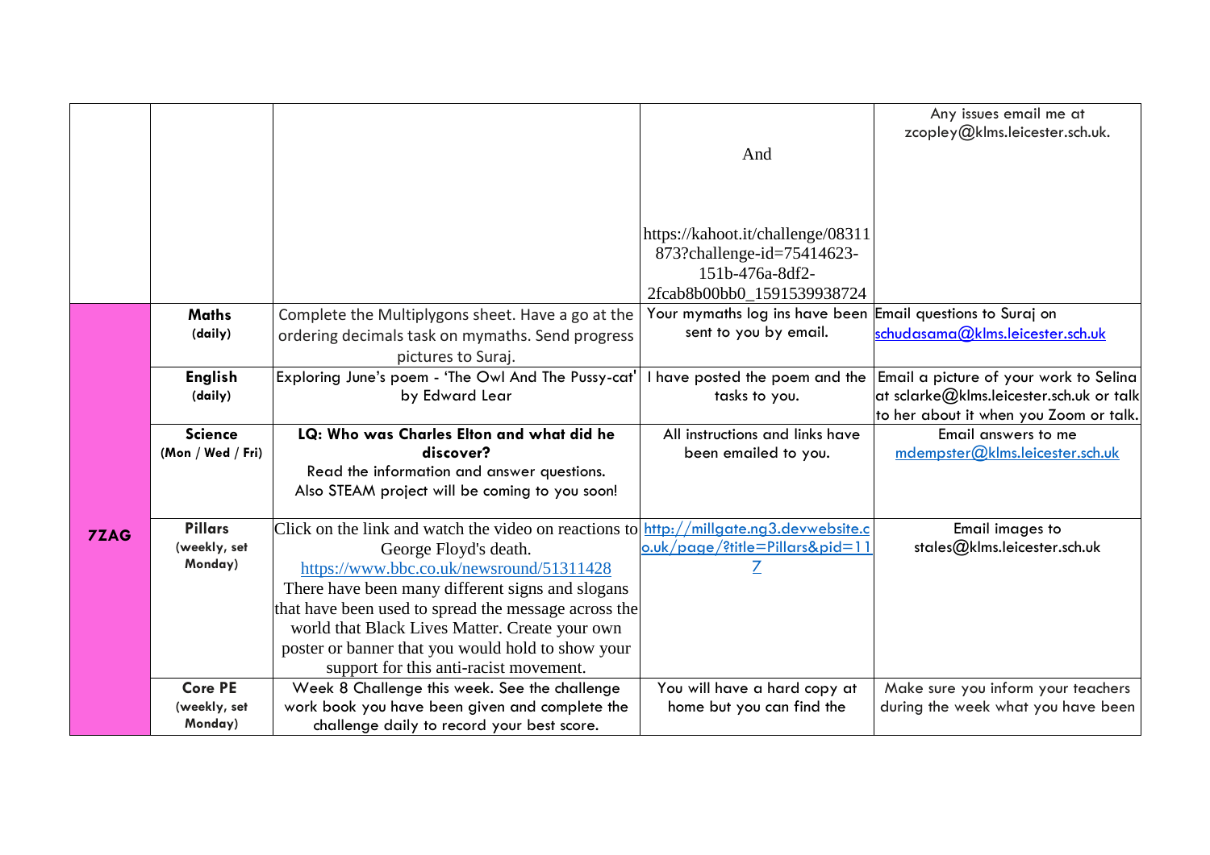| | | | | |
|---|---|---|---|---|
| | | | And<br><br>https://kahoot.it/challenge/08311873?challenge-id=75414623-151b-476a-8df2-2fcab8b00bb0_1591539938724 | Any issues email me at zcopley@klms.leicester.sch.uk. |
| 7ZAG | **Maths** (daily) | Complete the Multiplygons sheet. Have a go at the ordering decimals task on mymaths. Send progress pictures to Suraj. | Your mymaths log ins have been sent to you by email. | Email questions to Suraj on schudasama@klms.leicester.sch.uk |
| | **English** (daily) | Exploring June's poem - 'The Owl And The Pussy-cat' by Edward Lear | I have posted the poem and the tasks to you. | Email a picture of your work to Selina at sclarke@klms.leicester.sch.uk or talk to her about it when you Zoom or talk. |
| | **Science** (Mon / Wed / Fri) | **LQ: Who was Charles Elton and what did he discover?**<br>Read the information and answer questions.<br>Also STEAM project will be coming to you soon! | All instructions and links have been emailed to you. | Email answers to me mdempster@klms.leicester.sch.uk |
| | **Pillars** (weekly, set Monday) | Click on the link and watch the video on reactions to George Floyd's death.<br>https://www.bbc.co.uk/newsround/51311428<br>There have been many different signs and slogans that have been used to spread the message across the world that Black Lives Matter. Create your own poster or banner that you would hold to show your support for this anti-racist movement. | http://millgate.ng3.devwebsite.co.uk/page/?title=Pillars&pid=117 | Email images to stales@klms.leicester.sch.uk |
| | **Core PE** (weekly, set Monday) | Week 8 Challenge this week. See the challenge work book you have been given and complete the challenge daily to record your best score. | You will have a hard copy at home but you can find the | Make sure you inform your teachers during the week what you have been |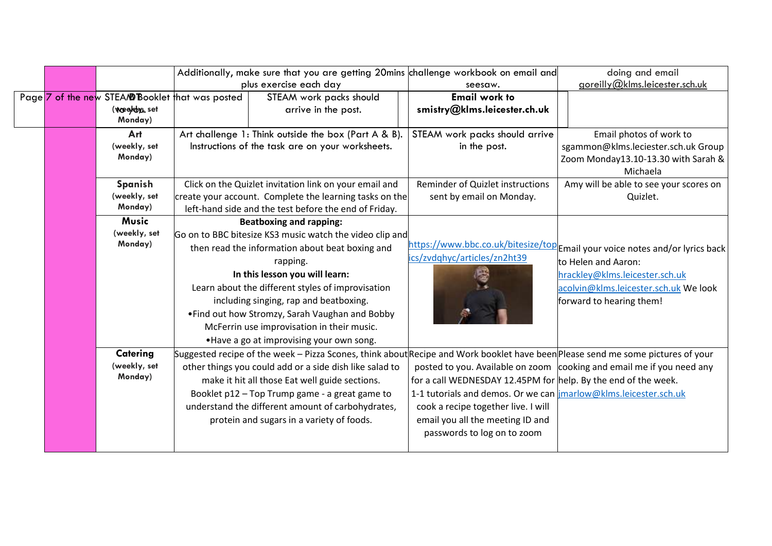| | | | | |
|---|---|---|---|---|
| | | Additionally, make sure that you are getting 20mins plus exercise each day | challenge workbook on email and seesaw. | doing and email goreilly@klms.leicester.sch.uk |
| | DT (weekly, set Monday) | Page 7 of the new STEAM Booklet that was posted to you. | STEAM work packs should arrive in the post. **Email work to smistry@klms.leicester.ch.uk** | |
| | **Art** (weekly, set Monday) | Art challenge 1: Think outside the box (Part A & B). Instructions of the task are on your worksheets. | STEAM work packs should arrive in the post. | Email photos of work to sgammon@klms.leciester.sch.uk Group Zoom Monday13.10-13.30 with Sarah & Michaela |
| | **Spanish** (weekly, set Monday) | Click on the Quizlet invitation link on your email and create your account. Complete the learning tasks on the left-hand side and the test before the end of Friday. | Reminder of Quizlet instructions sent by email on Monday. | Amy will be able to see your scores on Quizlet. |
| | **Music** (weekly, set Monday) | **Beatboxing and rapping:** Go on to BBC bitesize KS3 music watch the video clip and then read the information about beat boxing and rapping. **In this lesson you will learn:** Learn about the different styles of improvisation including singing, rap and beatboxing. •Find out how Stromzy, Sarah Vaughan and Bobby McFerrin use improvisation in their music. •Have a go at improvising your own song. | https://www.bbc.co.uk/bitesize/topics/zvdqhyc/articles/zn2ht39 | Email your voice notes and/or lyrics back to Helen and Aaron: hrackley@klms.leicester.sch.uk acolvin@klms.leicester.sch.uk We look forward to hearing them! |
| | **Catering** (weekly, set Monday) | Suggested recipe of the week – Pizza Scones, think about other things you could add or a side dish like salad to make it hit all those Eat well guide sections. Booklet p12 – Top Trump game - a great game to understand the different amount of carbohydrates, protein and sugars in a variety of foods. | Recipe and Work booklet have been posted to you. Available on zoom for a call WEDNESDAY 12.45PM for 1-1 tutorials and demos. Or we can cook a recipe together live. I will email you all the meeting ID and passwords to log on to zoom | Please send me some pictures of your cooking and email me if you need any help. By the end of the week. jmarlow@klms.leicester.sch.uk |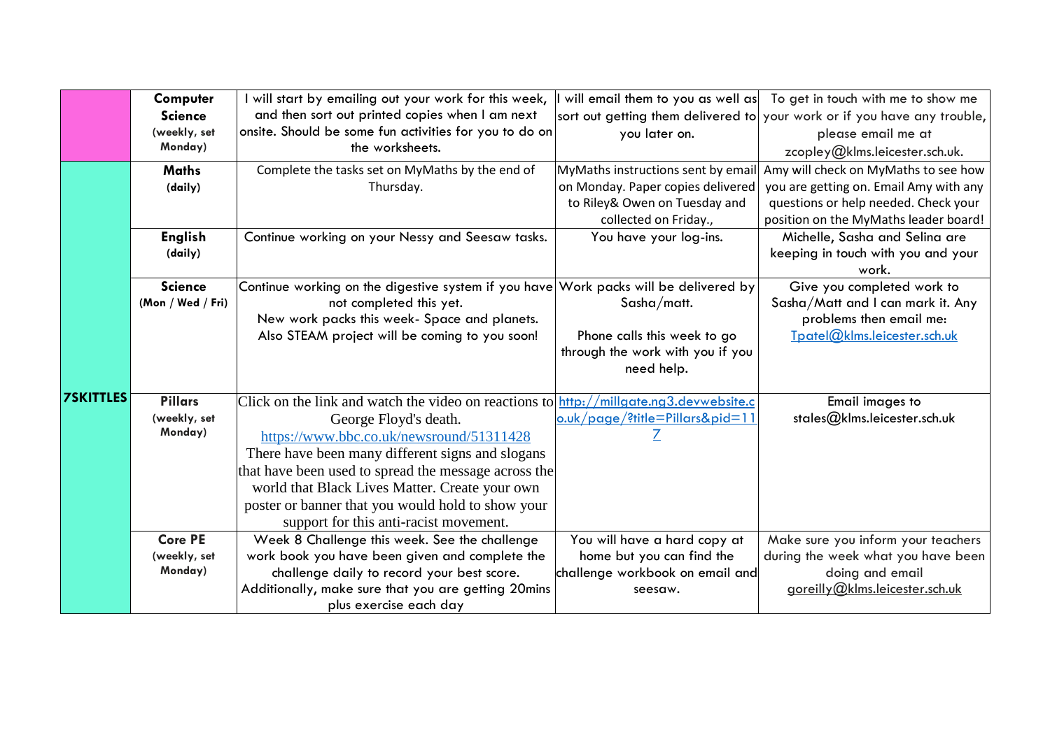| | | | | |
|---|---|---|---|---|
| | **Computer Science** (weekly, set Monday) | I will start by emailing out your work for this week, and then sort out printed copies when I am next onsite. Should be some fun activities for you to do on the worksheets. | I will email them to you as well as sort out getting them delivered to you later on. | To get in touch with me to show me your work or if you have any trouble, please email me at zcopley@klms.leicester.sch.uk. |
| **7SKITTLES** | **Maths** (daily) | Complete the tasks set on MyMaths by the end of Thursday. | MyMaths instructions sent by email on Monday. Paper copies delivered to Riley& Owen on Tuesday and collected on Friday., | Amy will check on MyMaths to see how you are getting on. Email Amy with any questions or help needed. Check your position on the MyMaths leader board! |
| | **English** (daily) | Continue working on your Nessy and Seesaw tasks. | You have your log-ins. | Michelle, Sasha and Selina are keeping in touch with you and your work. |
| | **Science** (Mon / Wed / Fri) | Continue working on the digestive system if you have not completed this yet. New work packs this week- Space and planets. Also STEAM project will be coming to you soon! | Work packs will be delivered by Sasha/matt. Phone calls this week to go through the work with you if you need help. | Give you completed work to Sasha/Matt and I can mark it. Any problems then email me: Tpatel@klms.leicester.sch.uk |
| | **Pillars** (weekly, set Monday) | Click on the link and watch the video on reactions to George Floyd's death. https://www.bbc.co.uk/newsround/51311428 There have been many different signs and slogans that have been used to spread the message across the world that Black Lives Matter. Create your own poster or banner that you would hold to show your support for this anti-racist movement. | http://millgate.ng3.devwebsite.co.uk/page/?title=Pillars&pid=117 | Email images to stales@klms.leicester.sch.uk |
| | **Core PE** (weekly, set Monday) | Week 8 Challenge this week. See the challenge work book you have been given and complete the challenge daily to record your best score. Additionally, make sure that you are getting 20mins plus exercise each day | You will have a hard copy at home but you can find the challenge workbook on email and seesaw. | Make sure you inform your teachers during the week what you have been doing and email goreilly@klms.leicester.sch.uk |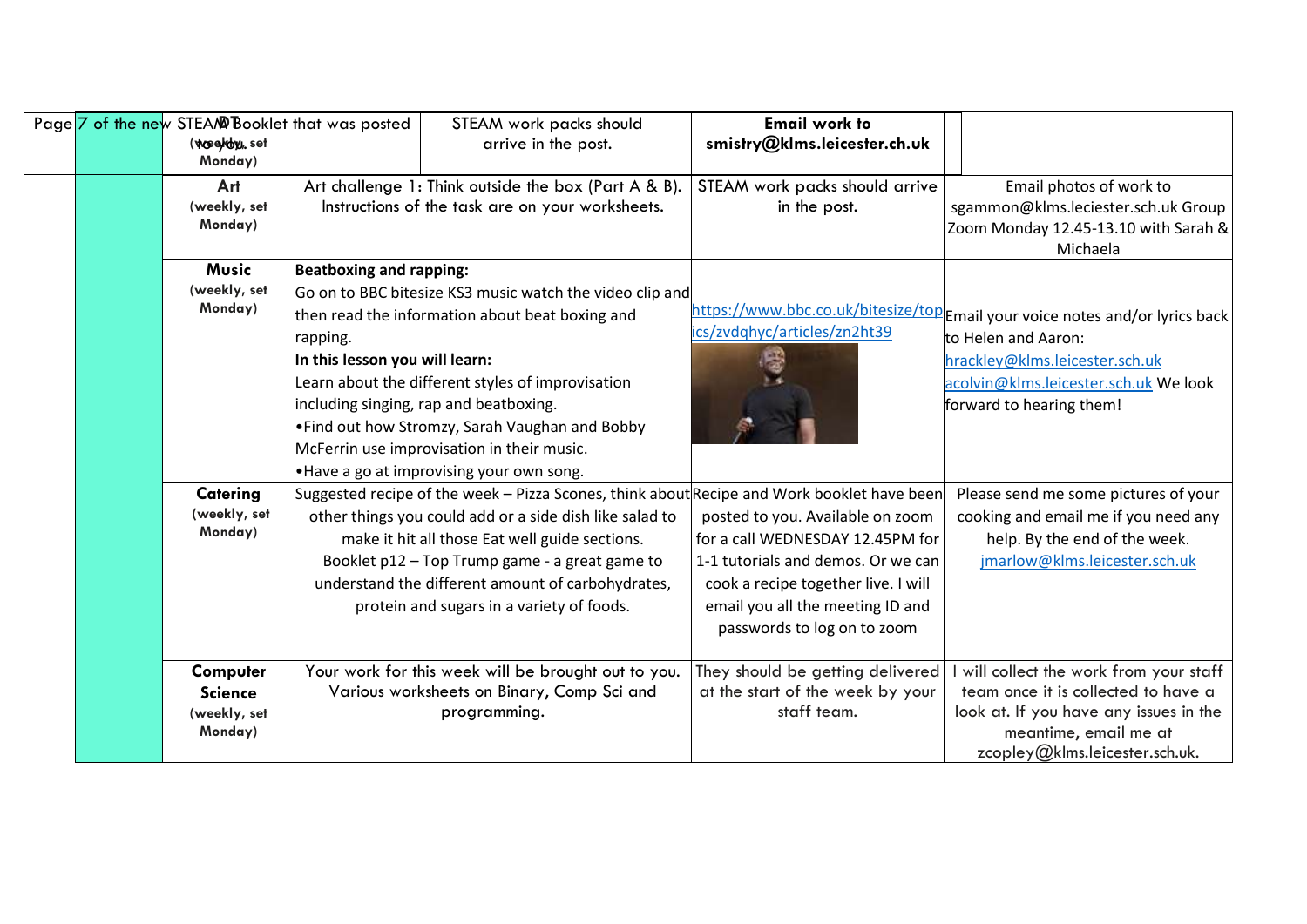| | | | | |
|---|---|---|---|---|
| Page 7 of the new STEAM Booklet that was posted to you. | DT (weekly, set Monday) | STEAM work packs should arrive in the post. | **Email work to smistry@klms.leicester.ch.uk** | |
| | **Art** (weekly, set Monday) | Art challenge 1: Think outside the box (Part A & B). Instructions of the task are on your worksheets. | STEAM work packs should arrive in the post. | Email photos of work to sgammon@klms.leciester.sch.uk Group Zoom Monday 12.45-13.10 with Sarah & Michaela |
| | **Music** (weekly, set Monday) | **Beatboxing and rapping:** Go on to BBC bitesize KS3 music watch the video clip and then read the information about beat boxing and rapping. **In this lesson you will learn:** Learn about the different styles of improvisation including singing, rap and beatboxing. •Find out how Stromzy, Sarah Vaughan and Bobby McFerrin use improvisation in their music. •Have a go at improvising your own song. | https://www.bbc.co.uk/bitesize/topics/zvdqhyc/articles/zn2ht39 | Email your voice notes and/or lyrics back to Helen and Aaron: hrackley@klms.leicester.sch.uk acolvin@klms.leicester.sch.uk We look forward to hearing them! |
| | **Catering** (weekly, set Monday) | Suggested recipe of the week – Pizza Scones, think about other things you could add or a side dish like salad to make it hit all those Eat well guide sections. Booklet p12 – Top Trump game - a great game to understand the different amount of carbohydrates, protein and sugars in a variety of foods. | Recipe and Work booklet have been posted to you. Available on zoom for a call WEDNESDAY 12.45PM for 1-1 tutorials and demos. Or we can cook a recipe together live. I will email you all the meeting ID and passwords to log on to zoom | Please send me some pictures of your cooking and email me if you need any help. By the end of the week. jmarlow@klms.leicester.sch.uk |
| | **Computer Science** (weekly, set Monday) | Your work for this week will be brought out to you. Various worksheets on Binary, Comp Sci and programming. | They should be getting delivered at the start of the week by your staff team. | I will collect the work from your staff team once it is collected to have a look at. If you have any issues in the meantime, email me at zcopley@klms.leicester.sch.uk. |